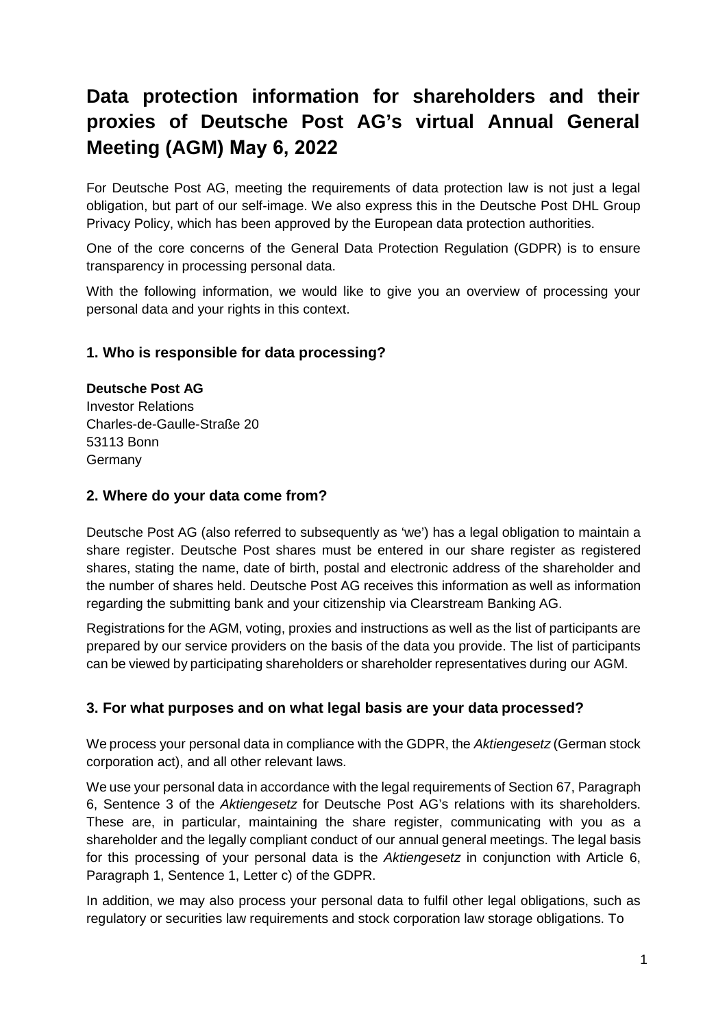# Data protection information for shareholders and their proxies of Deutsche Post AG's virtual Annual General Meeting (AGM) May 6, 2022

For Deutsche Post AG, meeting the requirements of data protection law is not just a legal obligation, but part of our self-image. We also express this in the Deutsche Post DHL Group Privacy Policy, which has been approved by the European data protection authorities.

One of the core concerns of the General Data Protection Regulation (GDPR) is to ensure transparency in processing personal data.

With the following information, we would like to give you an overview of processing your personal data and your rights in this context.

## 1. Who is responsible for data processing?

**Deutsche Post AG**
Investor Relations
Charles-de-Gaulle-Straße 20
53113 Bonn
Germany

## 2. Where do your data come from?

Deutsche Post AG (also referred to subsequently as 'we') has a legal obligation to maintain a share register. Deutsche Post shares must be entered in our share register as registered shares, stating the name, date of birth, postal and electronic address of the shareholder and the number of shares held. Deutsche Post AG receives this information as well as information regarding the submitting bank and your citizenship via Clearstream Banking AG.

Registrations for the AGM, voting, proxies and instructions as well as the list of participants are prepared by our service providers on the basis of the data you provide. The list of participants can be viewed by participating shareholders or shareholder representatives during our AGM.

## 3. For what purposes and on what legal basis are your data processed?

We process your personal data in compliance with the GDPR, the *Aktiengesetz* (German stock corporation act), and all other relevant laws.

We use your personal data in accordance with the legal requirements of Section 67, Paragraph 6, Sentence 3 of the *Aktiengesetz* for Deutsche Post AG's relations with its shareholders. These are, in particular, maintaining the share register, communicating with you as a shareholder and the legally compliant conduct of our annual general meetings. The legal basis for this processing of your personal data is the *Aktiengesetz* in conjunction with Article 6, Paragraph 1, Sentence 1, Letter c) of the GDPR.

In addition, we may also process your personal data to fulfil other legal obligations, such as regulatory or securities law requirements and stock corporation law storage obligations. To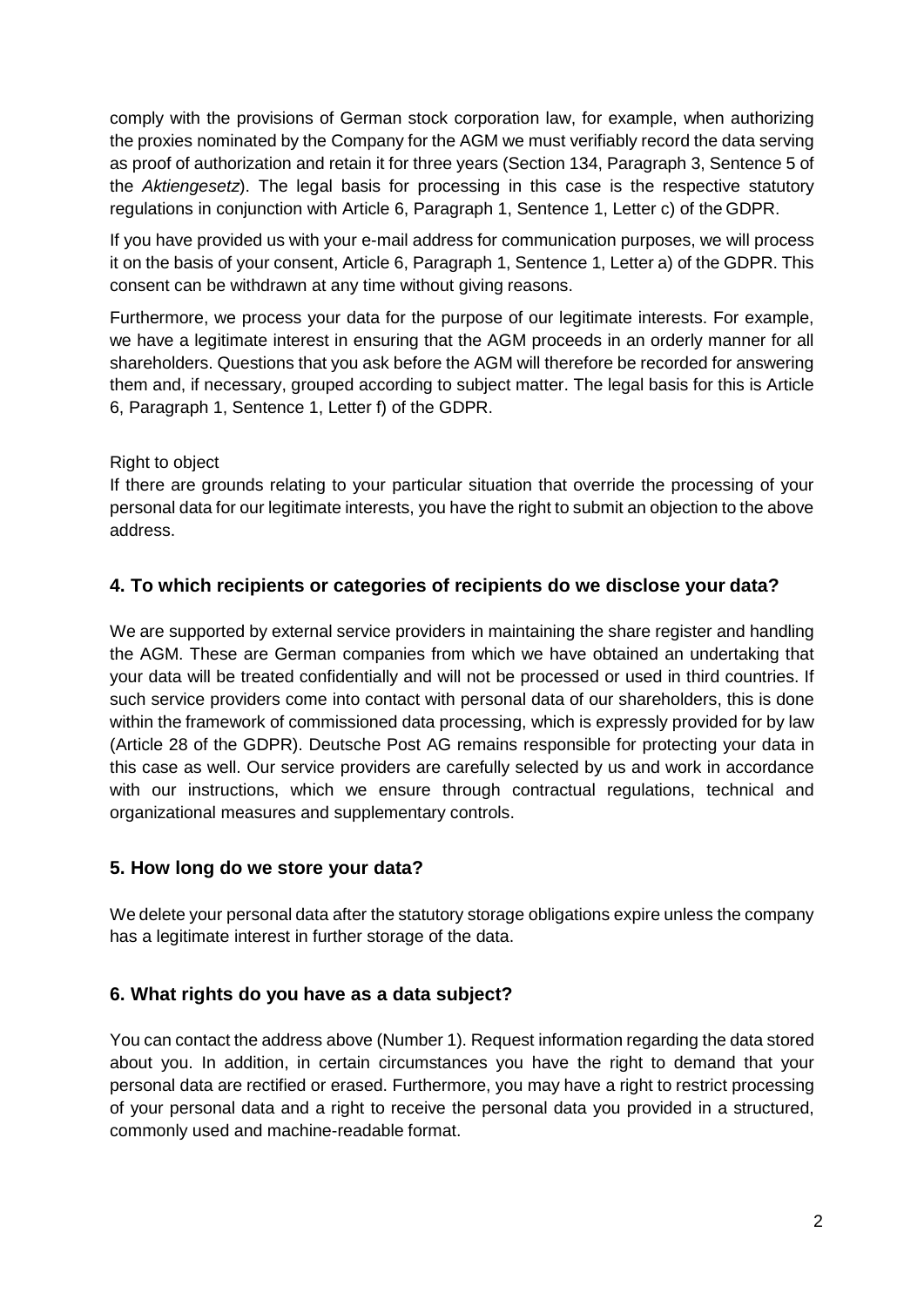comply with the provisions of German stock corporation law, for example, when authorizing the proxies nominated by the Company for the AGM we must verifiably record the data serving as proof of authorization and retain it for three years (Section 134, Paragraph 3, Sentence 5 of the *Aktiengesetz*). The legal basis for processing in this case is the respective statutory regulations in conjunction with Article 6, Paragraph 1, Sentence 1, Letter c) of the GDPR.

If you have provided us with your e-mail address for communication purposes, we will process it on the basis of your consent, Article 6, Paragraph 1, Sentence 1, Letter a) of the GDPR. This consent can be withdrawn at any time without giving reasons.

Furthermore, we process your data for the purpose of our legitimate interests. For example, we have a legitimate interest in ensuring that the AGM proceeds in an orderly manner for all shareholders. Questions that you ask before the AGM will therefore be recorded for answering them and, if necessary, grouped according to subject matter. The legal basis for this is Article 6, Paragraph 1, Sentence 1, Letter f) of the GDPR.

Right to object
If there are grounds relating to your particular situation that override the processing of your personal data for our legitimate interests, you have the right to submit an objection to the above address.

## 4. To which recipients or categories of recipients do we disclose your data?

We are supported by external service providers in maintaining the share register and handling the AGM. These are German companies from which we have obtained an undertaking that your data will be treated confidentially and will not be processed or used in third countries. If such service providers come into contact with personal data of our shareholders, this is done within the framework of commissioned data processing, which is expressly provided for by law (Article 28 of the GDPR). Deutsche Post AG remains responsible for protecting your data in this case as well. Our service providers are carefully selected by us and work in accordance with our instructions, which we ensure through contractual regulations, technical and organizational measures and supplementary controls.

## 5. How long do we store your data?

We delete your personal data after the statutory storage obligations expire unless the company has a legitimate interest in further storage of the data.

## 6. What rights do you have as a data subject?

You can contact the address above (Number 1). Request information regarding the data stored about you. In addition, in certain circumstances you have the right to demand that your personal data are rectified or erased. Furthermore, you may have a right to restrict processing of your personal data and a right to receive the personal data you provided in a structured, commonly used and machine-readable format.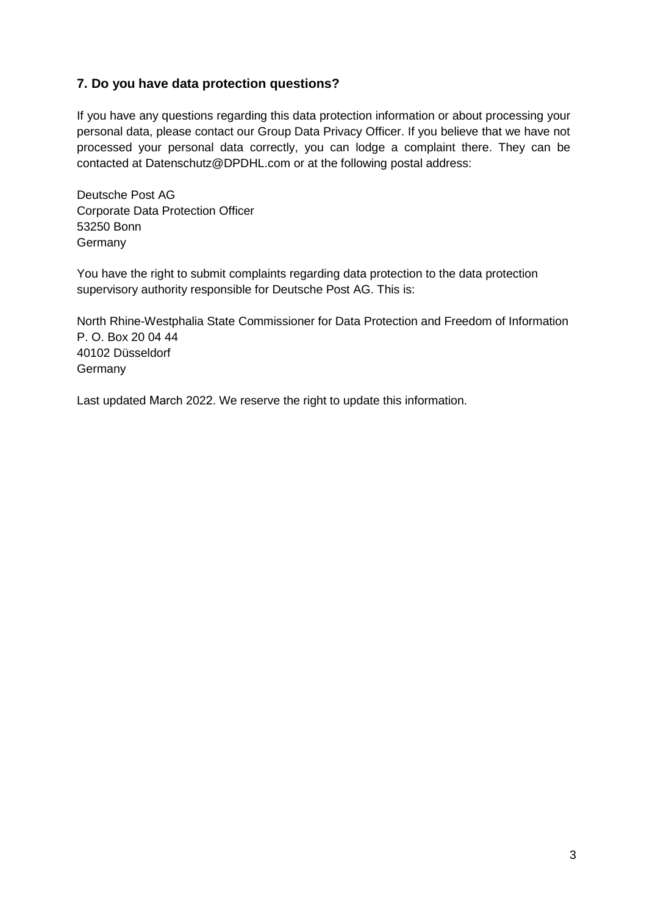## 7. Do you have data protection questions?

If you have any questions regarding this data protection information or about processing your personal data, please contact our Group Data Privacy Officer. If you believe that we have not processed your personal data correctly, you can lodge a complaint there. They can be contacted at Datenschutz@DPDHL.com or at the following postal address:

Deutsche Post AG  
Corporate Data Protection Officer  
53250 Bonn  
Germany

You have the right to submit complaints regarding data protection to the data protection supervisory authority responsible for Deutsche Post AG. This is:

North Rhine-Westphalia State Commissioner for Data Protection and Freedom of Information  
P. O. Box 20 04 44  
40102 Düsseldorf  
Germany

Last updated March 2022. We reserve the right to update this information.